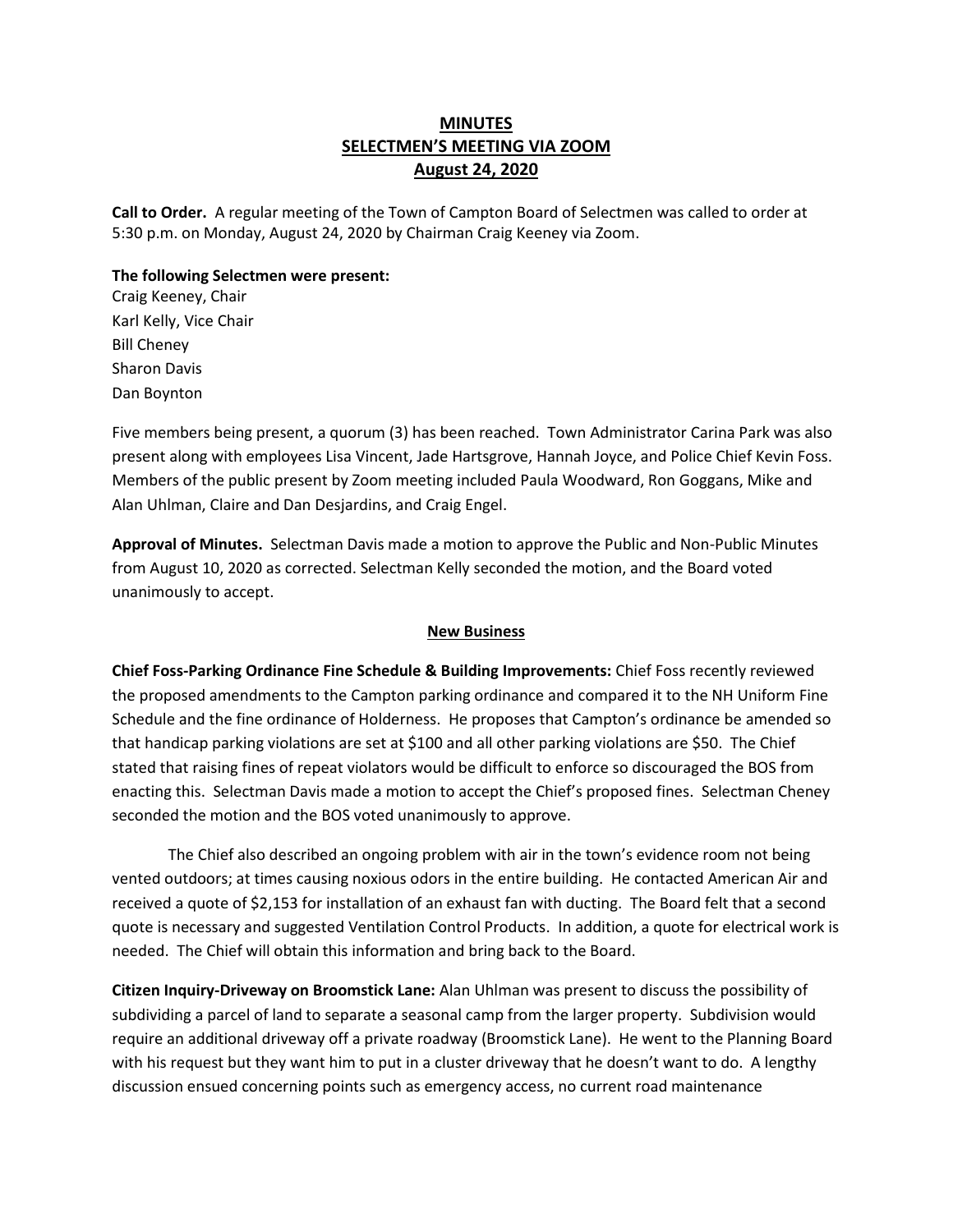# MINUTES
# SELECTMEN'S MEETING VIA ZOOM
# August 24, 2020

**Call to Order.** A regular meeting of the Town of Campton Board of Selectmen was called to order at 5:30 p.m. on Monday, August 24, 2020 by Chairman Craig Keeney via Zoom.

**The following Selectmen were present:**
Craig Keeney, Chair
Karl Kelly, Vice Chair
Bill Cheney
Sharon Davis
Dan Boynton

Five members being present, a quorum (3) has been reached. Town Administrator Carina Park was also present along with employees Lisa Vincent, Jade Hartsgrove, Hannah Joyce, and Police Chief Kevin Foss. Members of the public present by Zoom meeting included Paula Woodward, Ron Goggans, Mike and Alan Uhlman, Claire and Dan Desjardins, and Craig Engel.

**Approval of Minutes.** Selectman Davis made a motion to approve the Public and Non-Public Minutes from August 10, 2020 as corrected. Selectman Kelly seconded the motion, and the Board voted unanimously to accept.

## New Business

**Chief Foss-Parking Ordinance Fine Schedule & Building Improvements:** Chief Foss recently reviewed the proposed amendments to the Campton parking ordinance and compared it to the NH Uniform Fine Schedule and the fine ordinance of Holderness. He proposes that Campton's ordinance be amended so that handicap parking violations are set at $100 and all other parking violations are $50. The Chief stated that raising fines of repeat violators would be difficult to enforce so discouraged the BOS from enacting this. Selectman Davis made a motion to accept the Chief's proposed fines. Selectman Cheney seconded the motion and the BOS voted unanimously to approve.

The Chief also described an ongoing problem with air in the town's evidence room not being vented outdoors; at times causing noxious odors in the entire building. He contacted American Air and received a quote of $2,153 for installation of an exhaust fan with ducting. The Board felt that a second quote is necessary and suggested Ventilation Control Products. In addition, a quote for electrical work is needed. The Chief will obtain this information and bring back to the Board.

**Citizen Inquiry-Driveway on Broomstick Lane:** Alan Uhlman was present to discuss the possibility of subdividing a parcel of land to separate a seasonal camp from the larger property. Subdivision would require an additional driveway off a private roadway (Broomstick Lane). He went to the Planning Board with his request but they want him to put in a cluster driveway that he doesn't want to do. A lengthy discussion ensued concerning points such as emergency access, no current road maintenance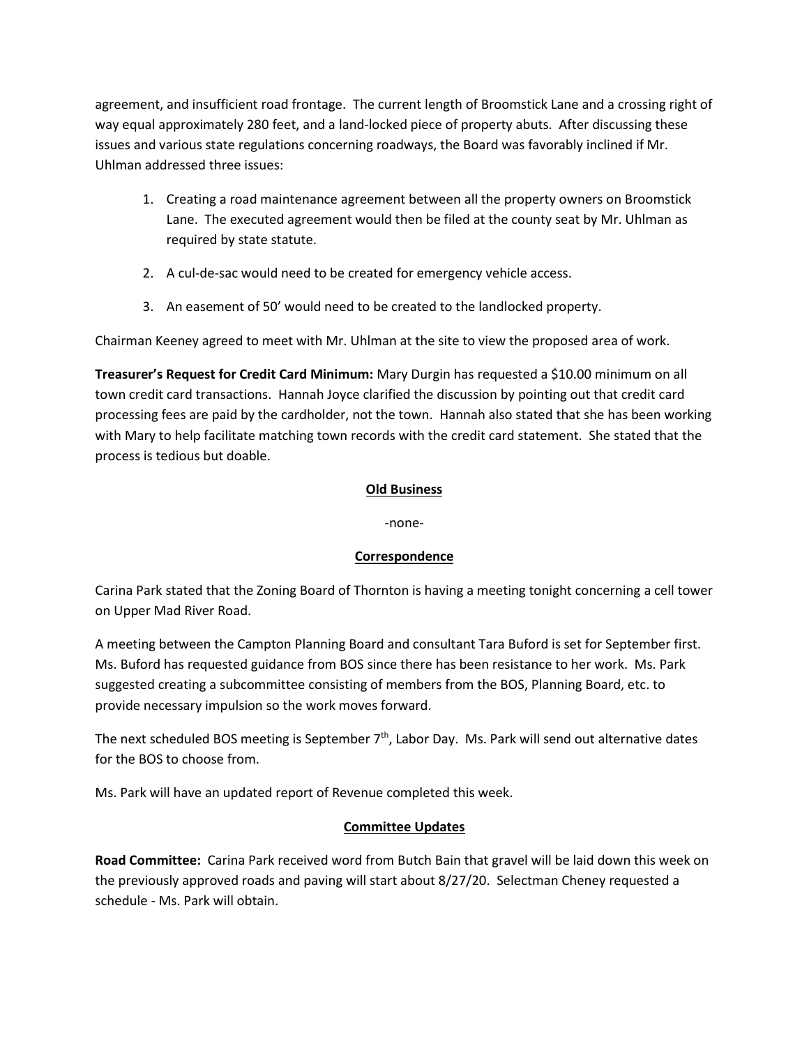agreement, and insufficient road frontage. The current length of Broomstick Lane and a crossing right of way equal approximately 280 feet, and a land-locked piece of property abuts. After discussing these issues and various state regulations concerning roadways, the Board was favorably inclined if Mr. Uhlman addressed three issues:

1. Creating a road maintenance agreement between all the property owners on Broomstick Lane. The executed agreement would then be filed at the county seat by Mr. Uhlman as required by state statute.
2. A cul-de-sac would need to be created for emergency vehicle access.
3. An easement of 50' would need to be created to the landlocked property.

Chairman Keeney agreed to meet with Mr. Uhlman at the site to view the proposed area of work.

**Treasurer's Request for Credit Card Minimum:** Mary Durgin has requested a $10.00 minimum on all town credit card transactions. Hannah Joyce clarified the discussion by pointing out that credit card processing fees are paid by the cardholder, not the town. Hannah also stated that she has been working with Mary to help facilitate matching town records with the credit card statement. She stated that the process is tedious but doable.

## Old Business

-none-

## Correspondence

Carina Park stated that the Zoning Board of Thornton is having a meeting tonight concerning a cell tower on Upper Mad River Road.

A meeting between the Campton Planning Board and consultant Tara Buford is set for September first. Ms. Buford has requested guidance from BOS since there has been resistance to her work. Ms. Park suggested creating a subcommittee consisting of members from the BOS, Planning Board, etc. to provide necessary impulsion so the work moves forward.

The next scheduled BOS meeting is September 7th, Labor Day. Ms. Park will send out alternative dates for the BOS to choose from.

Ms. Park will have an updated report of Revenue completed this week.

## Committee Updates

**Road Committee:** Carina Park received word from Butch Bain that gravel will be laid down this week on the previously approved roads and paving will start about 8/27/20. Selectman Cheney requested a schedule - Ms. Park will obtain.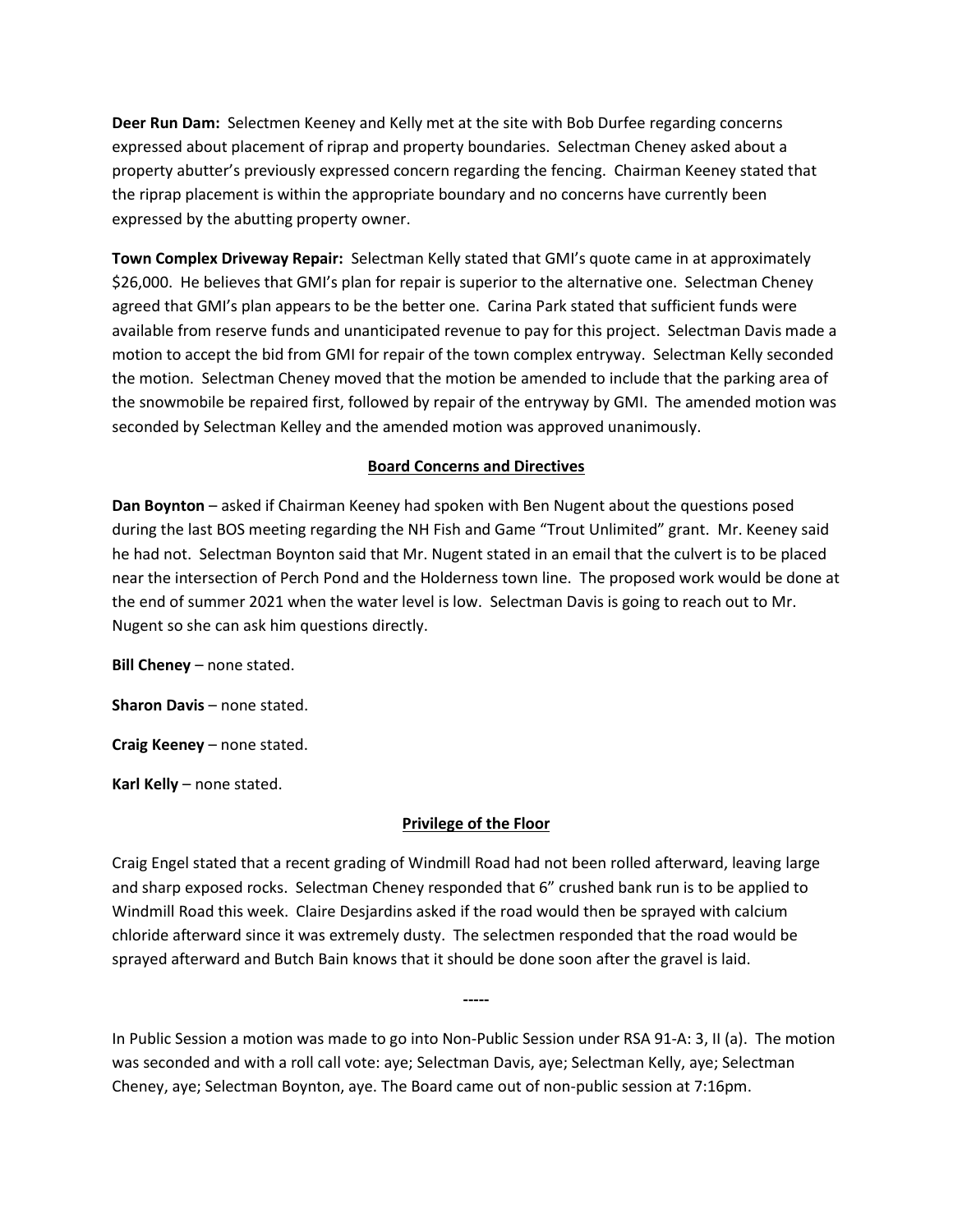**Deer Run Dam:** Selectmen Keeney and Kelly met at the site with Bob Durfee regarding concerns expressed about placement of riprap and property boundaries. Selectman Cheney asked about a property abutter's previously expressed concern regarding the fencing. Chairman Keeney stated that the riprap placement is within the appropriate boundary and no concerns have currently been expressed by the abutting property owner.

**Town Complex Driveway Repair:** Selectman Kelly stated that GMI's quote came in at approximately $26,000. He believes that GMI's plan for repair is superior to the alternative one. Selectman Cheney agreed that GMI's plan appears to be the better one. Carina Park stated that sufficient funds were available from reserve funds and unanticipated revenue to pay for this project. Selectman Davis made a motion to accept the bid from GMI for repair of the town complex entryway. Selectman Kelly seconded the motion. Selectman Cheney moved that the motion be amended to include that the parking area of the snowmobile be repaired first, followed by repair of the entryway by GMI. The amended motion was seconded by Selectman Kelley and the amended motion was approved unanimously.

## Board Concerns and Directives

**Dan Boynton** – asked if Chairman Keeney had spoken with Ben Nugent about the questions posed during the last BOS meeting regarding the NH Fish and Game "Trout Unlimited" grant. Mr. Keeney said he had not. Selectman Boynton said that Mr. Nugent stated in an email that the culvert is to be placed near the intersection of Perch Pond and the Holderness town line. The proposed work would be done at the end of summer 2021 when the water level is low. Selectman Davis is going to reach out to Mr. Nugent so she can ask him questions directly.

**Bill Cheney** – none stated.

**Sharon Davis** – none stated.

**Craig Keeney** – none stated.

**Karl Kelly** – none stated.

## Privilege of the Floor

Craig Engel stated that a recent grading of Windmill Road had not been rolled afterward, leaving large and sharp exposed rocks. Selectman Cheney responded that 6" crushed bank run is to be applied to Windmill Road this week. Claire Desjardins asked if the road would then be sprayed with calcium chloride afterward since it was extremely dusty. The selectmen responded that the road would be sprayed afterward and Butch Bain knows that it should be done soon after the gravel is laid.

-----

In Public Session a motion was made to go into Non-Public Session under RSA 91-A: 3, II (a). The motion was seconded and with a roll call vote: aye; Selectman Davis, aye; Selectman Kelly, aye; Selectman Cheney, aye; Selectman Boynton, aye. The Board came out of non-public session at 7:16pm.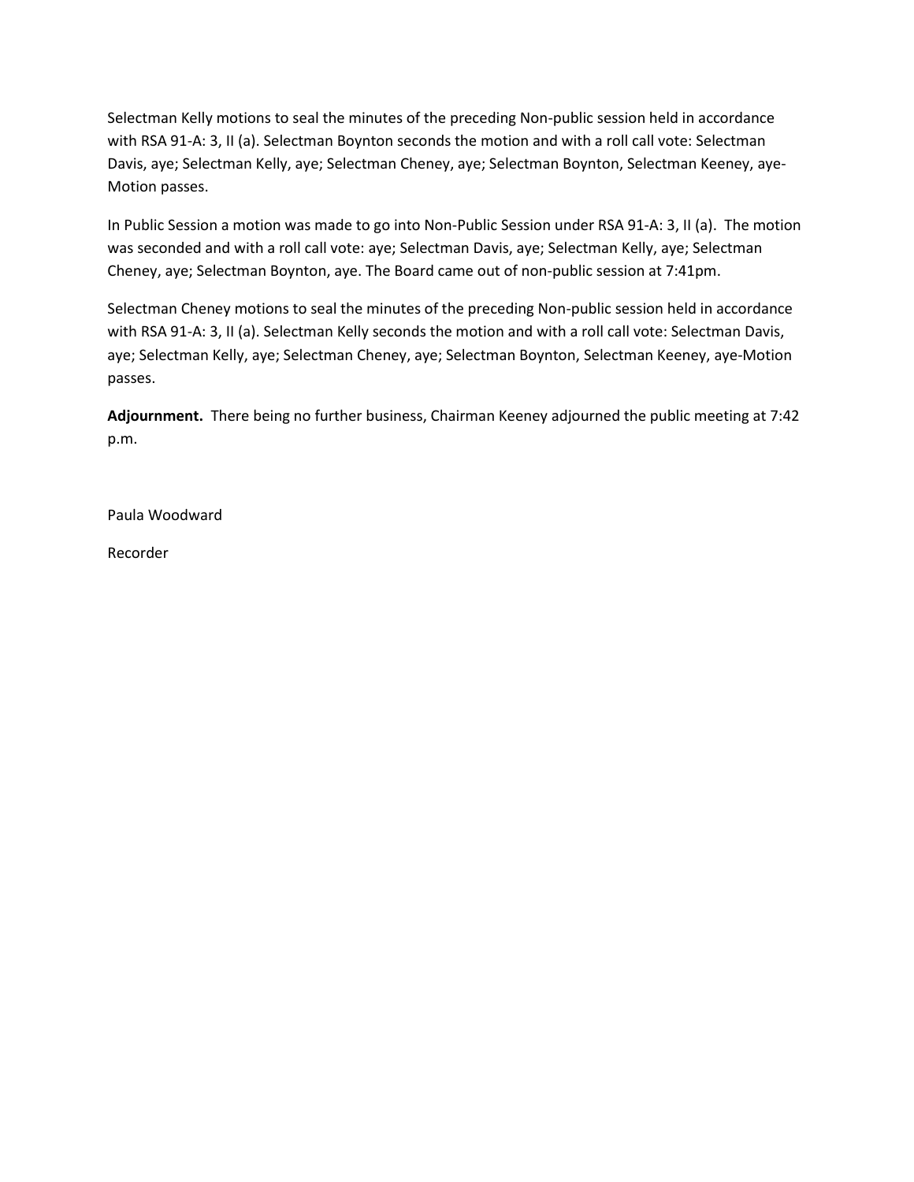Selectman Kelly motions to seal the minutes of the preceding Non-public session held in accordance with RSA 91-A: 3, II (a). Selectman Boynton seconds the motion and with a roll call vote: Selectman Davis, aye; Selectman Kelly, aye; Selectman Cheney, aye; Selectman Boynton, Selectman Keeney, aye-Motion passes.

In Public Session a motion was made to go into Non-Public Session under RSA 91-A: 3, II (a). The motion was seconded and with a roll call vote: aye; Selectman Davis, aye; Selectman Kelly, aye; Selectman Cheney, aye; Selectman Boynton, aye. The Board came out of non-public session at 7:41pm.

Selectman Cheney motions to seal the minutes of the preceding Non-public session held in accordance with RSA 91-A: 3, II (a). Selectman Kelly seconds the motion and with a roll call vote: Selectman Davis, aye; Selectman Kelly, aye; Selectman Cheney, aye; Selectman Boynton, Selectman Keeney, aye-Motion passes.

**Adjournment.** There being no further business, Chairman Keeney adjourned the public meeting at 7:42 p.m.

Paula Woodward

Recorder